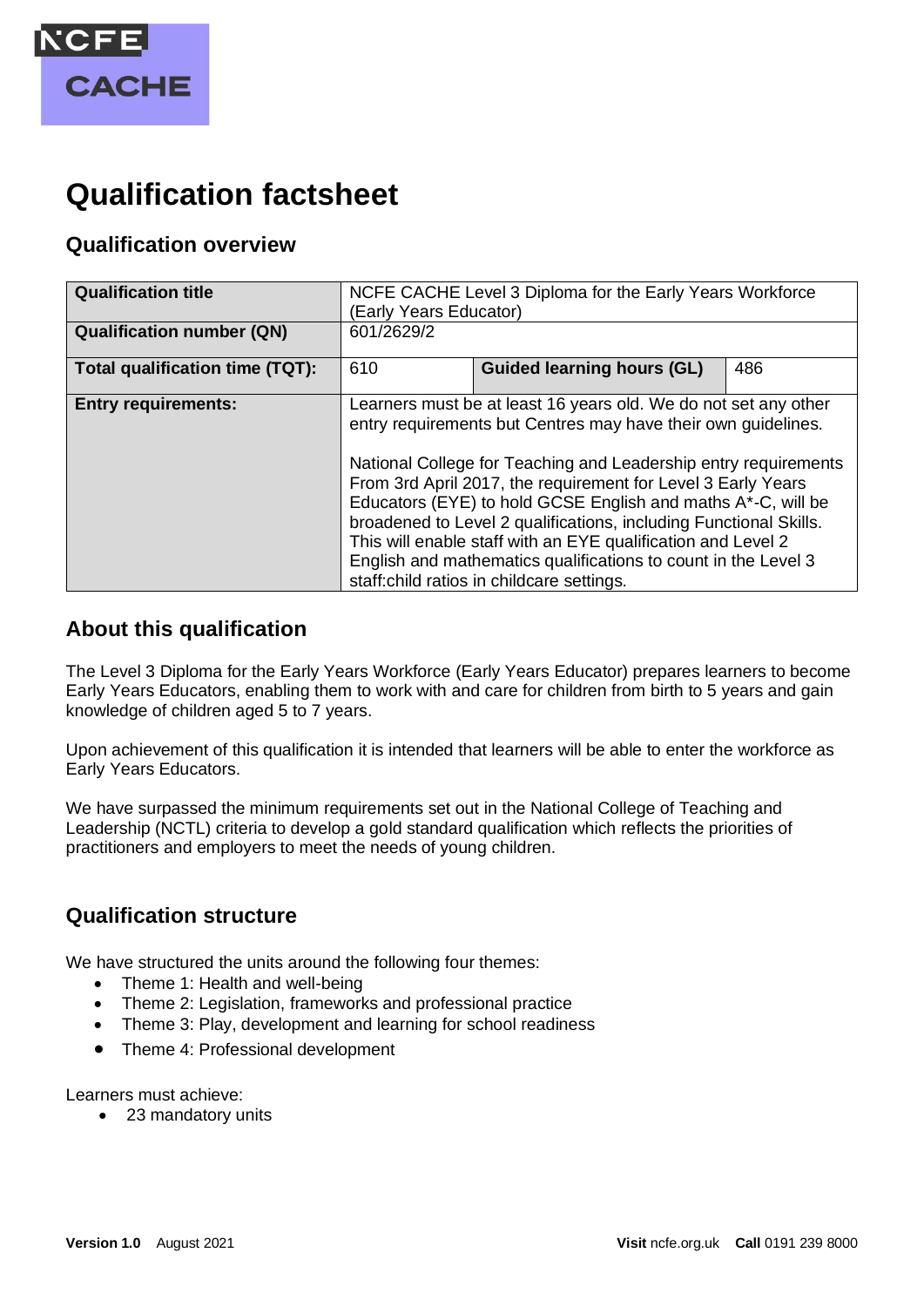# Qualification factsheet

## Qualification overview

| Qualification title | NCFE CACHE Level 3 Diploma for the Early Years Workforce (Early Years Educator) | | |
|---|---|---|---|
| **Qualification number (QN)** | 601/2629/2 | | |
| **Total qualification time (TQT):** | 610 | **Guided learning hours (GL)** | 486 |
| **Entry requirements:** | Learners must be at least 16 years old. We do not set any other entry requirements but Centres may have their own guidelines.<br><br>National College for Teaching and Leadership entry requirements From 3rd April 2017, the requirement for Level 3 Early Years Educators (EYE) to hold GCSE English and maths A*-C, will be broadened to Level 2 qualifications, including Functional Skills. This will enable staff with an EYE qualification and Level 2 English and mathematics qualifications to count in the Level 3 staff:child ratios in childcare settings. | | |

## About this qualification

The Level 3 Diploma for the Early Years Workforce (Early Years Educator) prepares learners to become Early Years Educators, enabling them to work with and care for children from birth to 5 years and gain knowledge of children aged 5 to 7 years.

Upon achievement of this qualification it is intended that learners will be able to enter the workforce as Early Years Educators.

We have surpassed the minimum requirements set out in the National College of Teaching and Leadership (NCTL) criteria to develop a gold standard qualification which reflects the priorities of practitioners and employers to meet the needs of young children.

## Qualification structure

We have structured the units around the following four themes:

- Theme 1: Health and well-being
- Theme 2: Legislation, frameworks and professional practice
- Theme 3: Play, development and learning for school readiness
- Theme 4: Professional development

Learners must achieve:

- 23 mandatory units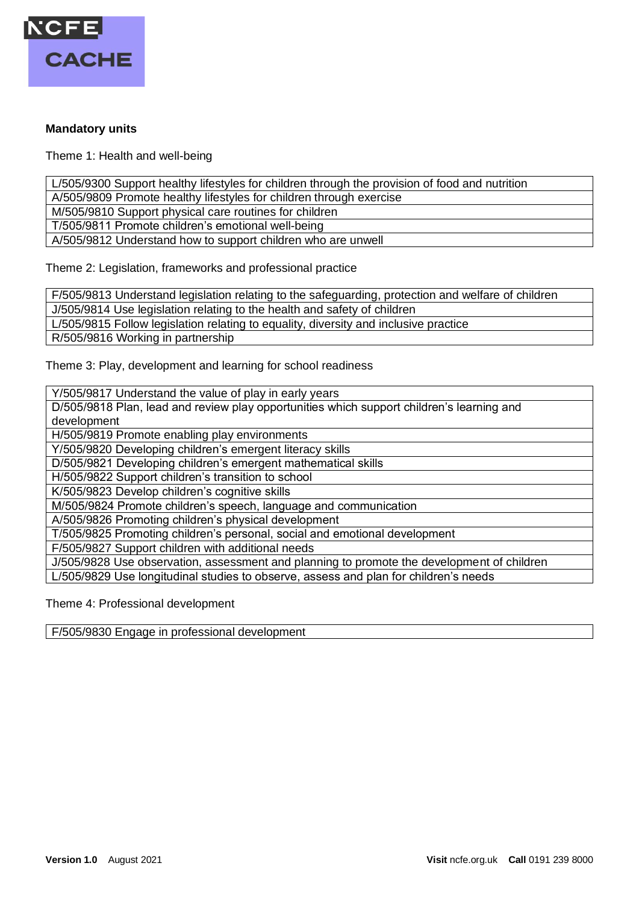**Mandatory units**

Theme 1: Health and well-being

| |
|---|
| L/505/9300 Support healthy lifestyles for children through the provision of food and nutrition |
| A/505/9809 Promote healthy lifestyles for children through exercise |
| M/505/9810 Support physical care routines for children |
| T/505/9811 Promote children's emotional well-being |
| A/505/9812 Understand how to support children who are unwell |

Theme 2: Legislation, frameworks and professional practice

| |
|---|
| F/505/9813 Understand legislation relating to the safeguarding, protection and welfare of children |
| J/505/9814 Use legislation relating to the health and safety of children |
| L/505/9815 Follow legislation relating to equality, diversity and inclusive practice |
| R/505/9816 Working in partnership |

Theme 3: Play, development and learning for school readiness

| |
|---|
| Y/505/9817 Understand the value of play in early years |
| D/505/9818 Plan, lead and review play opportunities which support children's learning and development |
| H/505/9819 Promote enabling play environments |
| Y/505/9820 Developing children's emergent literacy skills |
| D/505/9821 Developing children's emergent mathematical skills |
| H/505/9822 Support children's transition to school |
| K/505/9823 Develop children's cognitive skills |
| M/505/9824 Promote children's speech, language and communication |
| A/505/9826 Promoting children's physical development |
| T/505/9825 Promoting children's personal, social and emotional development |
| F/505/9827 Support children with additional needs |
| J/505/9828 Use observation, assessment and planning to promote the development of children |
| L/505/9829 Use longitudinal studies to observe, assess and plan for children's needs |

Theme 4: Professional development

| |
|---|
| F/505/9830 Engage in professional development |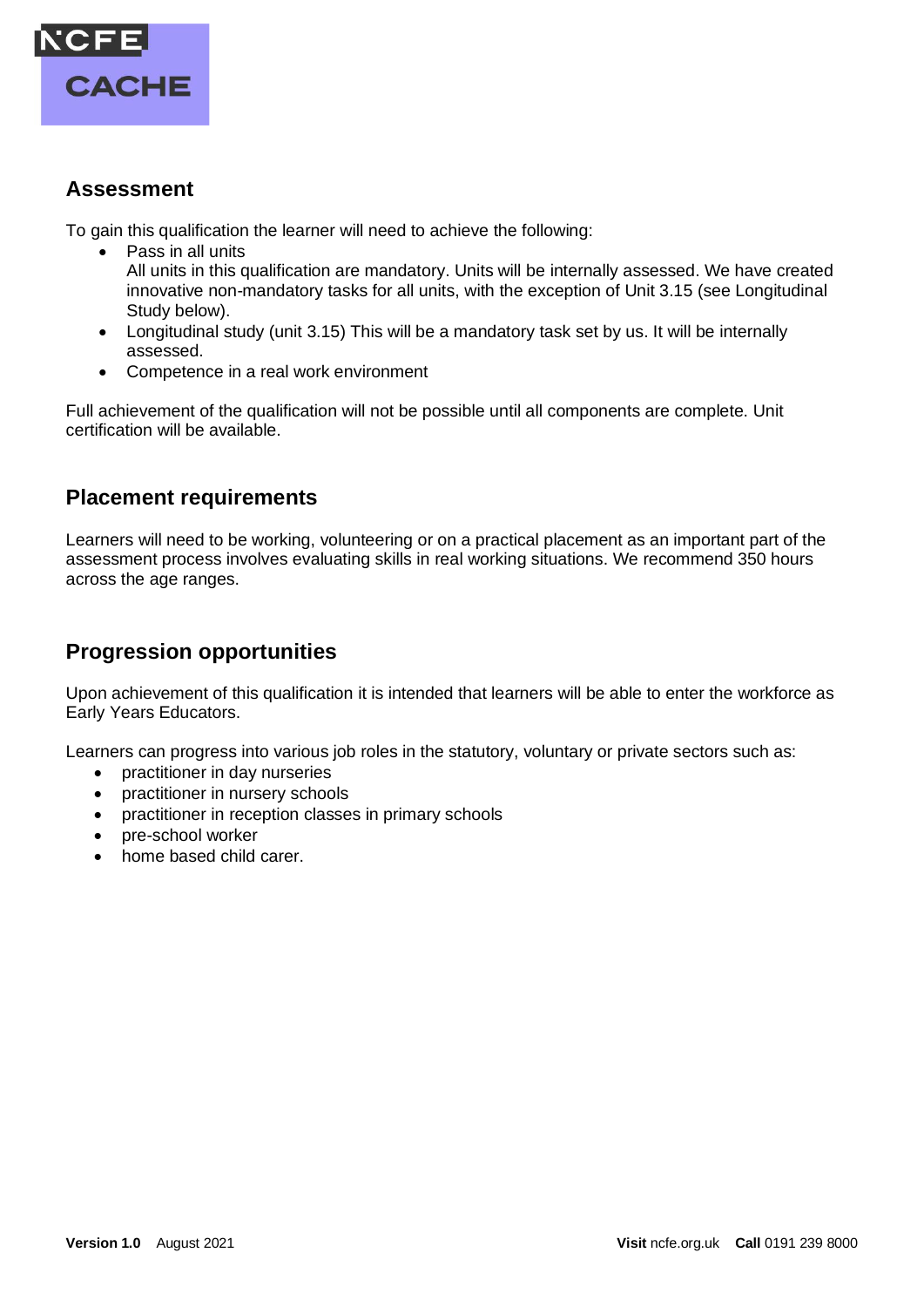## Assessment

To gain this qualification the learner will need to achieve the following:

- Pass in all units
  All units in this qualification are mandatory. Units will be internally assessed. We have created innovative non-mandatory tasks for all units, with the exception of Unit 3.15 (see Longitudinal Study below).
- Longitudinal study (unit 3.15) This will be a mandatory task set by us. It will be internally assessed.
- Competence in a real work environment

Full achievement of the qualification will not be possible until all components are complete. Unit certification will be available.

## Placement requirements

Learners will need to be working, volunteering or on a practical placement as an important part of the assessment process involves evaluating skills in real working situations. We recommend 350 hours across the age ranges.

## Progression opportunities

Upon achievement of this qualification it is intended that learners will be able to enter the workforce as Early Years Educators.

Learners can progress into various job roles in the statutory, voluntary or private sectors such as:

- practitioner in day nurseries
- practitioner in nursery schools
- practitioner in reception classes in primary schools
- pre-school worker
- home based child carer.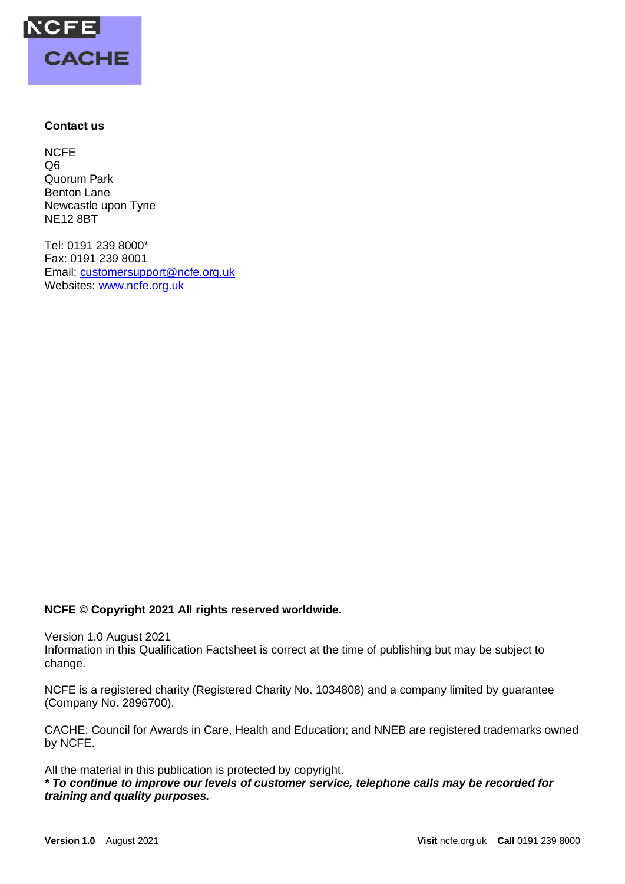**Contact us**

NCFE
Q6
Quorum Park
Benton Lane
Newcastle upon Tyne
NE12 8BT

Tel: 0191 239 8000*
Fax: 0191 239 8001
Email: [customersupport@ncfe.org.uk](mailto:customersupport@ncfe.org.uk)
Websites: [www.ncfe.org.uk](http://www.ncfe.org.uk)

**NCFE © Copyright 2021 All rights reserved worldwide.**

Version 1.0 August 2021
Information in this Qualification Factsheet is correct at the time of publishing but may be subject to change.

NCFE is a registered charity (Registered Charity No. 1034808) and a company limited by guarantee (Company No. 2896700).

CACHE; Council for Awards in Care, Health and Education; and NNEB are registered trademarks owned by NCFE.

All the material in this publication is protected by copyright.
***\* To continue to improve our levels of customer service, telephone calls may be recorded for training and quality purposes.***